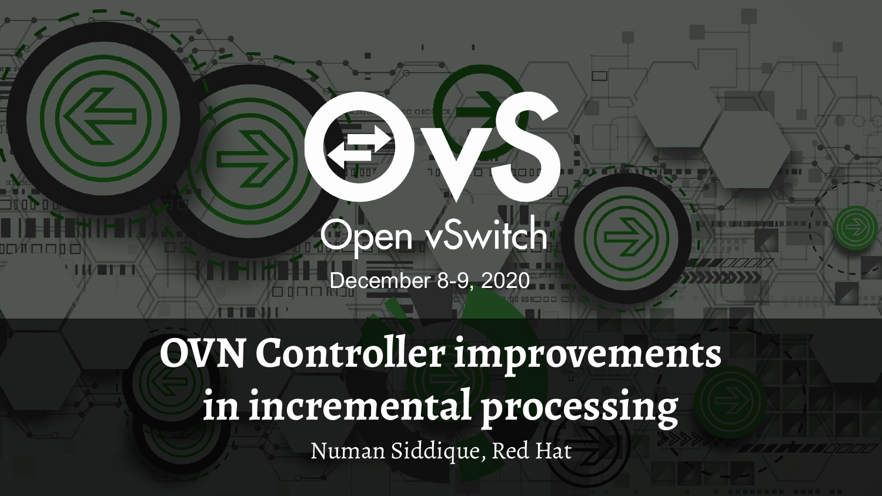OvS

Open vSwitch

December 8-9, 2020

# OVN Controller improvements in incremental processing

Numan Siddique, Red Hat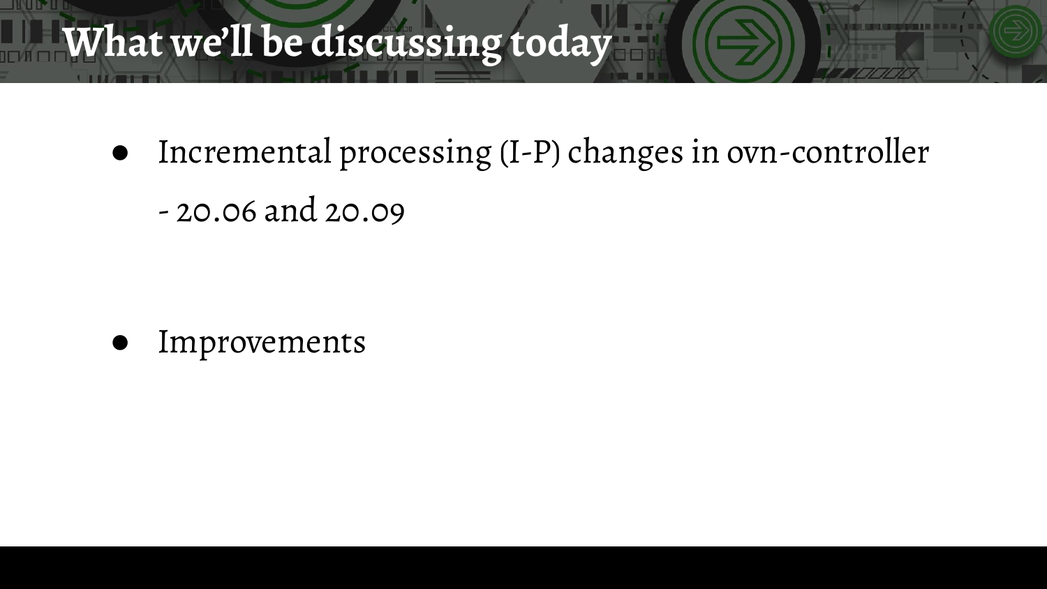# What we'll be discussing today

- Incremental processing (I-P) changes in ovn-controller
  - 20.06 and 20.09
- Improvements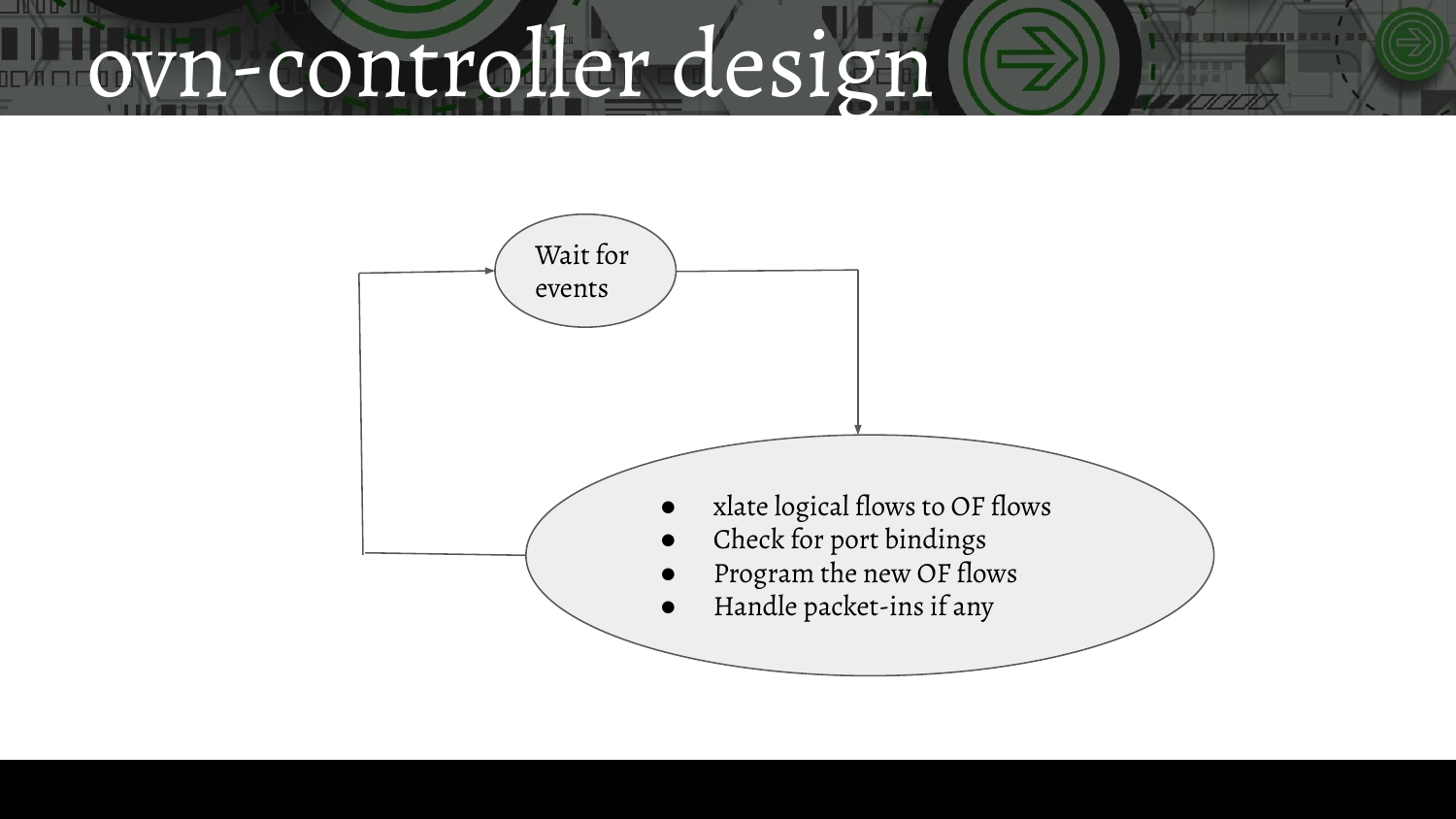# ovn-controller design

Wait for events

- xlate logical flows to OF flows
- Check for port bindings
- Program the new OF flows
- Handle packet-ins if any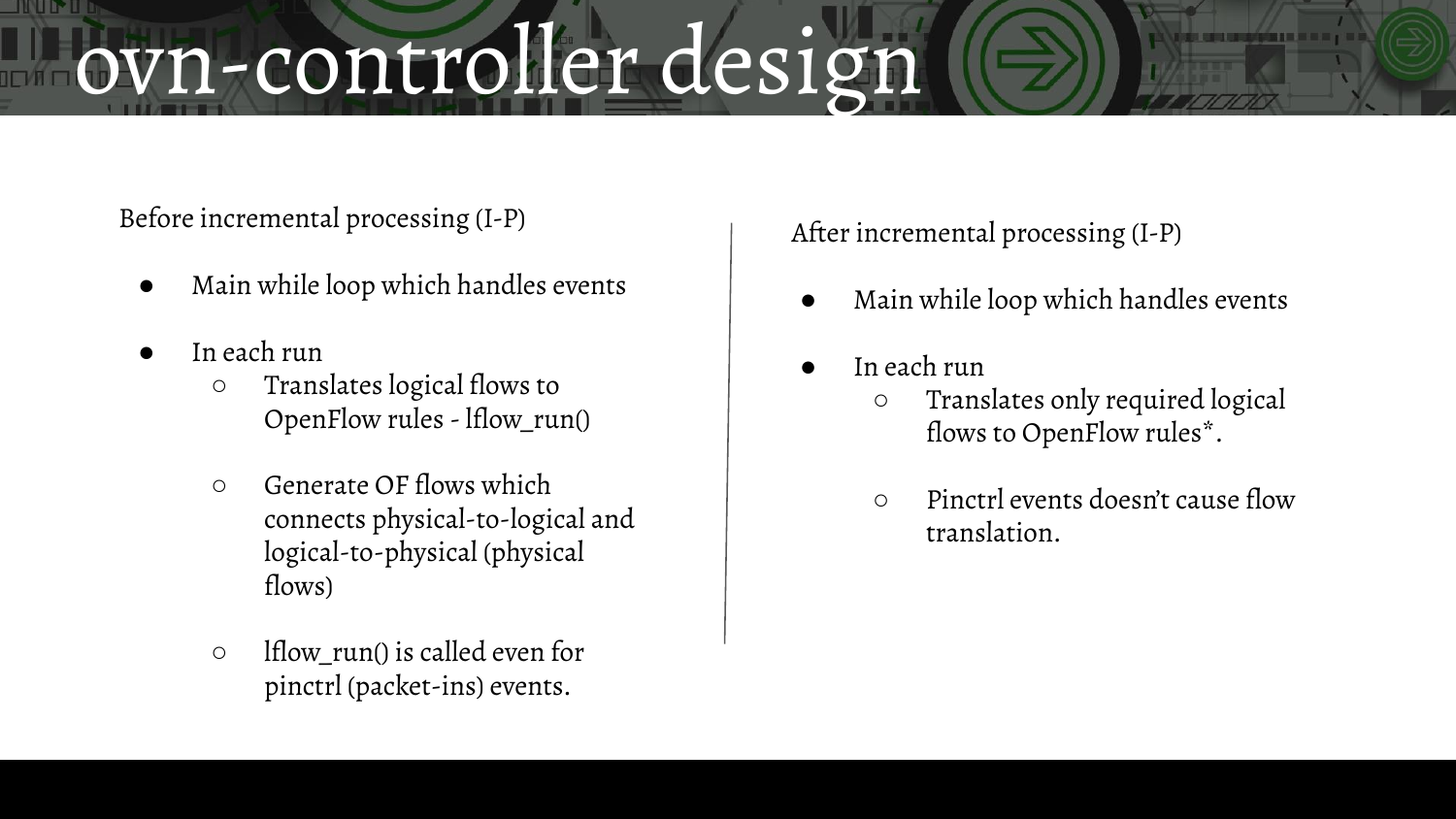# ovn-controller design

Before incremental processing (I-P)

- Main while loop which handles events
- In each run
  - Translates logical flows to OpenFlow rules - lflow_run()
  - Generate OF flows which connects physical-to-logical and logical-to-physical (physical flows)
  - lflow_run() is called even for pinctrl (packet-ins) events.

After incremental processing (I-P)

- Main while loop which handles events
- In each run
  - Translates only required logical flows to OpenFlow rules*.
  - Pinctrl events doesn't cause flow translation.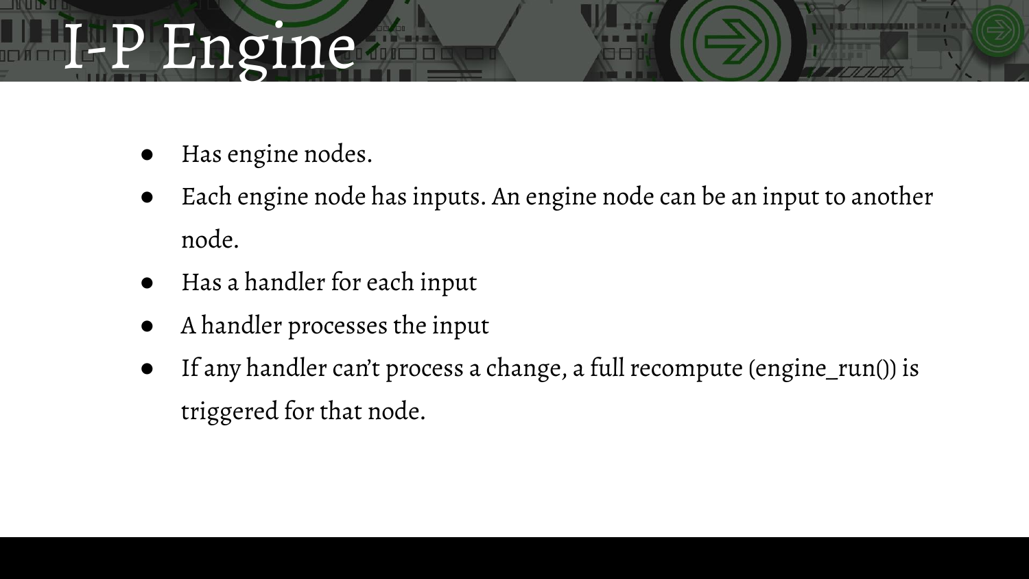# I-P Engine

- Has engine nodes.
- Each engine node has inputs. An engine node can be an input to another node.
- Has a handler for each input
- A handler processes the input
- If any handler can't process a change, a full recompute (engine_run()) is triggered for that node.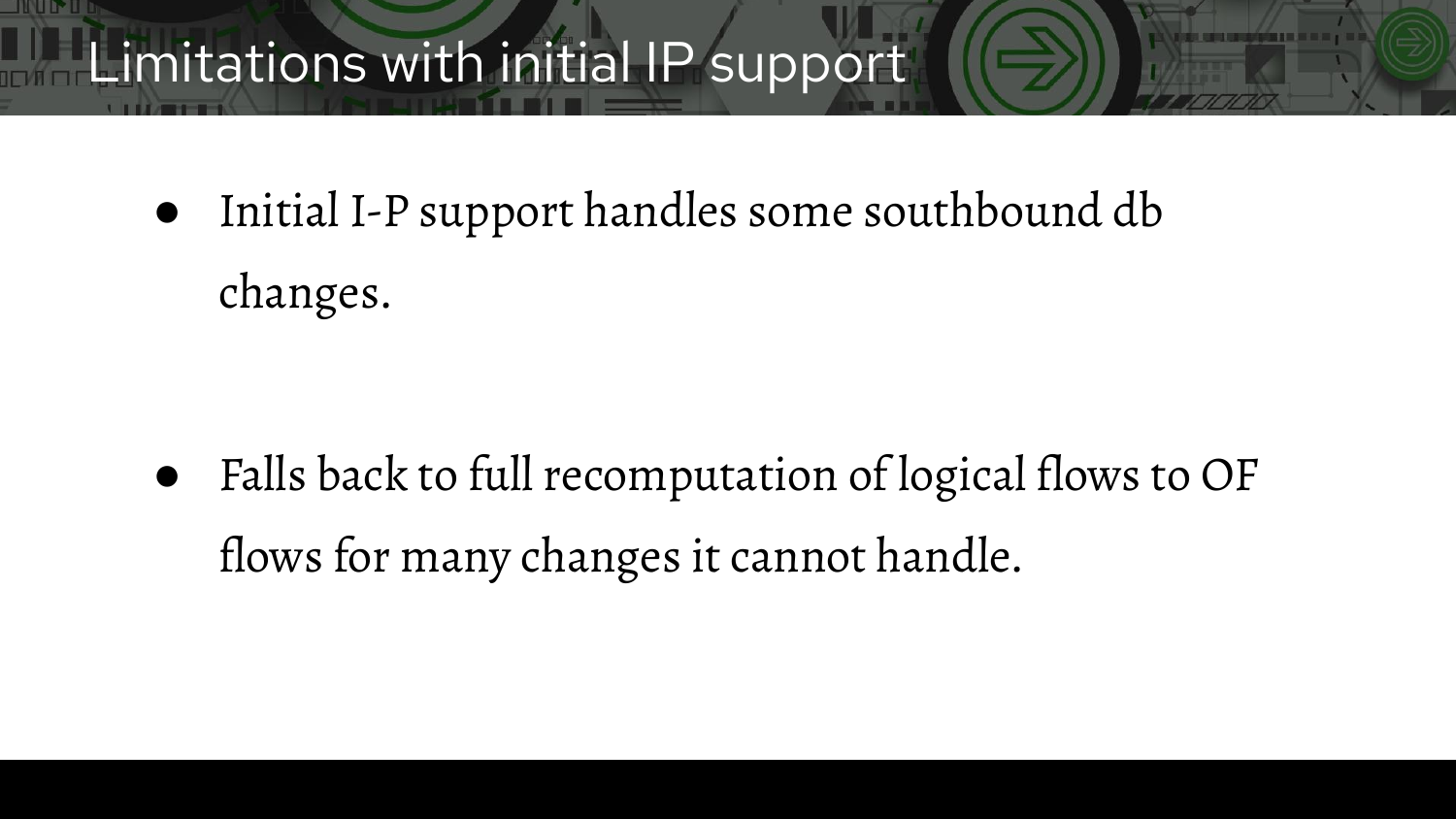# Limitations with initial IP support

- Initial I-P support handles some southbound db changes.

- Falls back to full recomputation of logical flows to OF flows for many changes it cannot handle.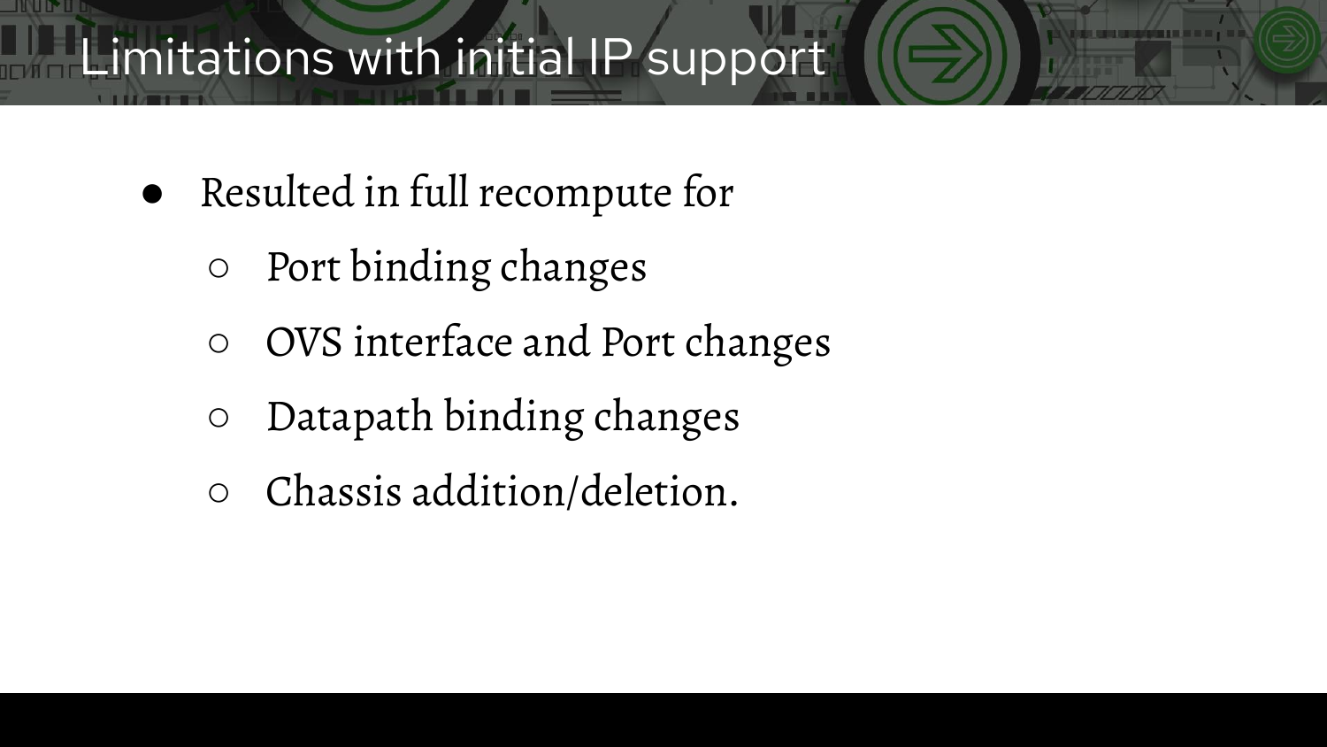# Limitations with initial IP support

- Resulted in full recompute for
  - Port binding changes
  - OVS interface and Port changes
  - Datapath binding changes
  - Chassis addition/deletion.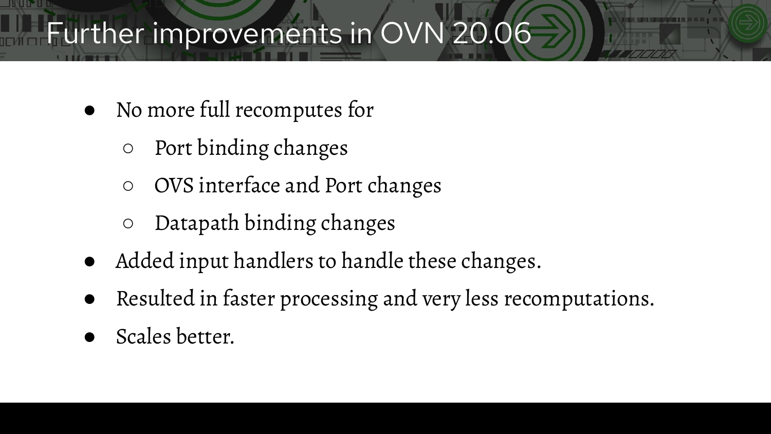# Further improvements in OVN 20.06

- No more full recomputes for
  - Port binding changes
  - OVS interface and Port changes
  - Datapath binding changes
- Added input handlers to handle these changes.
- Resulted in faster processing and very less recomputations.
- Scales better.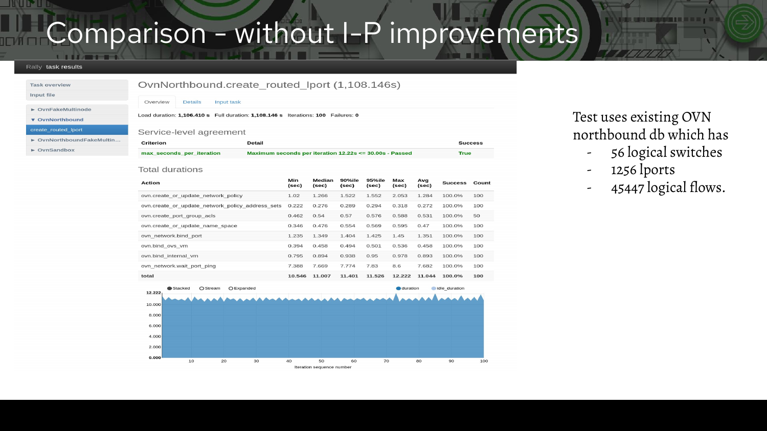# Comparison – without I-P improvements

Rally task results

- Task overview
- Input file
- ► OvnFakeMultinode
- ▼ OvnNorthbound
- create_routed_lport
- ► OvnNorthboundFakeMultin...
- ► OvnSandbox

## OvnNorthbound.create_routed_lport (1,108.146s)

Overview | Details | Input task

Load duration: **1,106.410 s** Full duration: **1,108.146 s** Iterations: **100** Failures: **0**

### Service-level agreement

| Criterion | Detail | Success |
|---|---|---|
| max_seconds_per_iteration | Maximum seconds per iteration 12.22s <= 30.00s - Passed | True |

### Total durations

| Action | Min (sec) | Median (sec) | 90%ile (sec) | 95%ile (sec) | Max (sec) | Avg (sec) | Success | Count |
|---|---|---|---|---|---|---|---|---|
| ovn.create_or_update_network_policy | 1.02 | 1.266 | 1.522 | 1.552 | 2.053 | 1.284 | 100.0% | 100 |
| ovn.create_or_update_network_policy_address_sets | 0.222 | 0.276 | 0.289 | 0.294 | 0.318 | 0.272 | 100.0% | 100 |
| ovn.create_port_group_acls | 0.462 | 0.54 | 0.57 | 0.576 | 0.588 | 0.531 | 100.0% | 50 |
| ovn.create_or_update_name_space | 0.346 | 0.476 | 0.554 | 0.569 | 0.595 | 0.47 | 100.0% | 100 |
| ovn_network.bind_port | 1.235 | 1.349 | 1.404 | 1.425 | 1.45 | 1.351 | 100.0% | 100 |
| ovn.bind_ovs_vm | 0.394 | 0.458 | 0.494 | 0.501 | 0.536 | 0.458 | 100.0% | 100 |
| ovn.bind_internal_vm | 0.795 | 0.894 | 0.938 | 0.95 | 0.978 | 0.893 | 100.0% | 100 |
| ovn_network.wait_port_ping | 7.388 | 7.669 | 7.774 | 7.83 | 8.6 | 7.682 | 100.0% | 100 |
| **total** | **10.546** | **11.007** | **11.401** | **11.526** | **12.222** | **11.044** | **100.0%** | **100** |

Stacked Stream Expanded

duration idle_duration

12.222
10.000
8.000
6.000
4.000
2.000
0.000

10 20 30 40 50 60 70 80 90 100

Iteration sequence number

Test uses existing OVN northbound db which has

- 56 logical switches
- 1256 lports
- 45447 logical flows.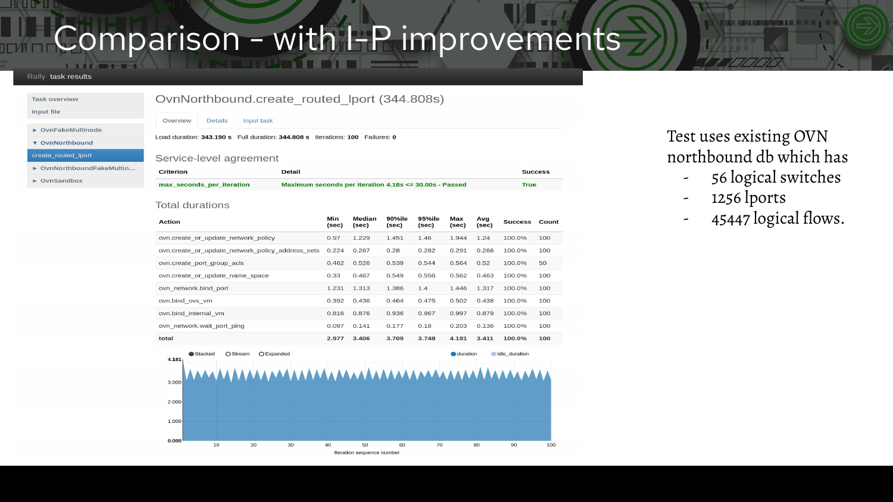# Comparison – with I-P improvements

Rally task results

- Task overview
- Input file

- ► OvnFakeMultinode
- ▼ OvnNorthbound
  - create_routed_lport
- ► OvnNorthboundFakeMultin...
- ► OvnSandbox

## OvnNorthbound.create_routed_lport (344.808s)

Overview | Details | Input task

Load duration: **343.190 s** Full duration: **344.808 s** Iterations: **100** Failures: **0**

### Service-level agreement

| Criterion | Detail | Success |
| --- | --- | --- |
| max_seconds_per_iteration | Maximum seconds per iteration 4.18s <= 30.00s - Passed | True |

### Total durations

| Action | Min (sec) | Median (sec) | 90%ile (sec) | 95%ile (sec) | Max (sec) | Avg (sec) | Success | Count |
| --- | --- | --- | --- | --- | --- | --- | --- | --- |
| ovn.create_or_update_network_policy | 0.97 | 1.229 | 1.451 | 1.46 | 1.944 | 1.24 | 100.0% | 100 |
| ovn.create_or_update_network_policy_address_sets | 0.224 | 0.267 | 0.28 | 0.282 | 0.291 | 0.266 | 100.0% | 100 |
| ovn.create_port_group_acls | 0.462 | 0.526 | 0.539 | 0.544 | 0.564 | 0.52 | 100.0% | 50 |
| ovn.create_or_update_name_space | 0.33 | 0.467 | 0.549 | 0.556 | 0.562 | 0.463 | 100.0% | 100 |
| ovn_network.bind_port | 1.231 | 1.313 | 1.386 | 1.4 | 1.446 | 1.317 | 100.0% | 100 |
| ovn.bind_ovs_vm | 0.392 | 0.436 | 0.464 | 0.475 | 0.502 | 0.438 | 100.0% | 100 |
| ovn.bind_internal_vm | 0.816 | 0.876 | 0.936 | 0.967 | 0.997 | 0.879 | 100.0% | 100 |
| ovn_network.wait_port_ping | 0.097 | 0.141 | 0.177 | 0.18 | 0.203 | 0.136 | 100.0% | 100 |
| **total** | **2.977** | **3.406** | **3.709** | **3.748** | **4.181** | **3.411** | **100.0%** | **100** |

Stacked  Stream  Expanded  duration  idle_duration

4.181
3.000
2.000
1.000
0.000
10 20 30 40 50 60 70 80 90 100
Iteration sequence number

Test uses existing OVN northbound db which has

- 56 logical switches
- 1256 lports
- 45447 logical flows.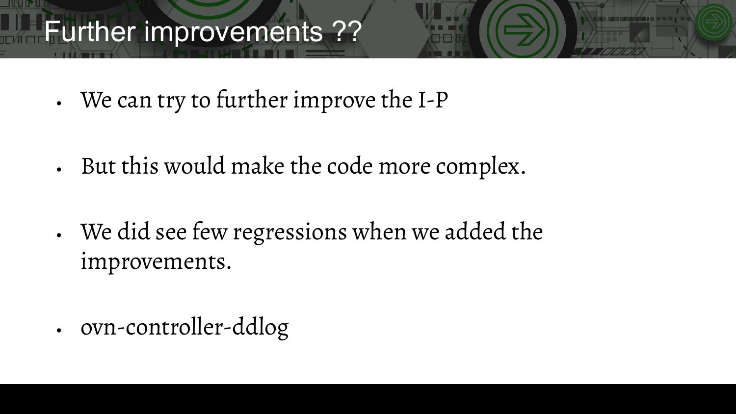# Further improvements ??

- We can try to further improve the I-P
- But this would make the code more complex.
- We did see few regressions when we added the improvements.
- ovn-controller-ddlog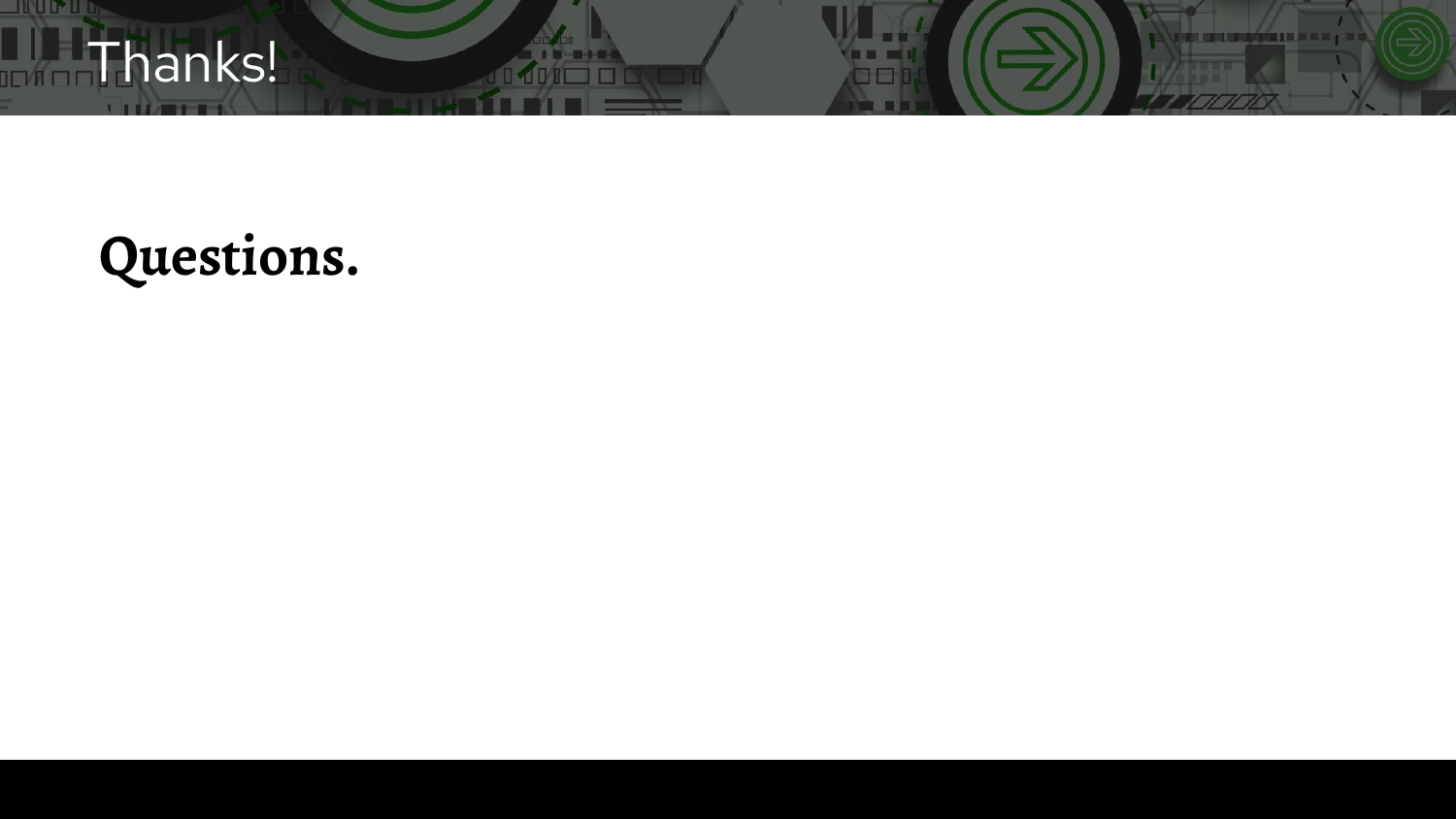# Thanks!

**Questions.**